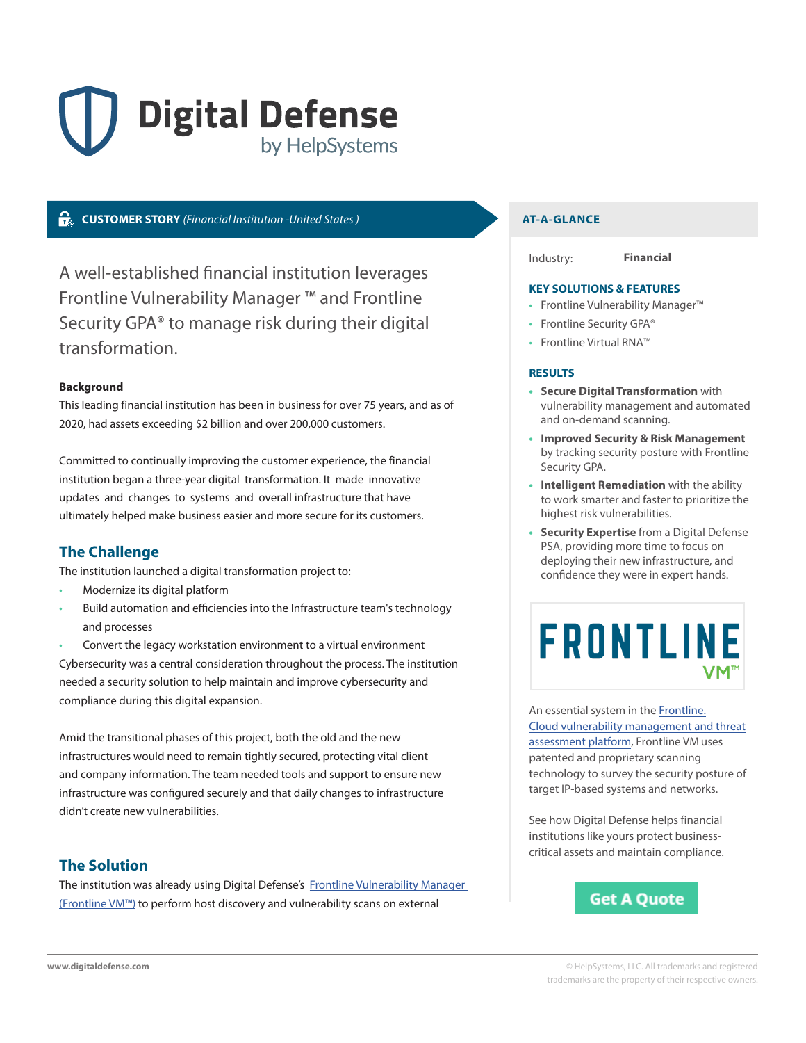# Digital Defense
by HelpSystems

**CUSTOMER STORY** *(Financial Institution -United States )*

## A well-established financial institution leverages Frontline Vulnerability Manager ™ and Frontline Security GPA® to manage risk during their digital transformation.

**Background**

This leading financial institution has been in business for over 75 years, and as of 2020, had assets exceeding $2 billion and over 200,000 customers.

Committed to continually improving the customer experience, the financial institution began a three-year digital transformation. It made innovative updates and changes to systems and overall infrastructure that have ultimately helped make business easier and more secure for its customers.

## The Challenge

The institution launched a digital transformation project to:

- Modernize its digital platform
- Build automation and efficiencies into the Infrastructure team's technology and processes
- Convert the legacy workstation environment to a virtual environment

Cybersecurity was a central consideration throughout the process. The institution needed a security solution to help maintain and improve cybersecurity and compliance during this digital expansion.

Amid the transitional phases of this project, both the old and the new infrastructures would need to remain tightly secured, protecting vital client and company information. The team needed tools and support to ensure new infrastructure was configured securely and that daily changes to infrastructure didn't create new vulnerabilities.

## The Solution

The institution was already using Digital Defense's Frontline Vulnerability Manager (Frontline VM™) to perform host discovery and vulnerability scans on external

## AT-A-GLANCE

Industry: **Financial**

**KEY SOLUTIONS & FEATURES**

- Frontline Vulnerability Manager™
- Frontline Security GPA®
- Frontline Virtual RNA™

**RESULTS**

- **Secure Digital Transformation** with vulnerability management and automated and on-demand scanning.
- **Improved Security & Risk Management** by tracking security posture with Frontline Security GPA.
- **Intelligent Remediation** with the ability to work smarter and faster to prioritize the highest risk vulnerabilities.
- **Security Expertise** from a Digital Defense PSA, providing more time to focus on deploying their new infrastructure, and confidence they were in expert hands.

**FRONTLINE VM™**

An essential system in the Frontline. Cloud vulnerability management and threat assessment platform, Frontline VM uses patented and proprietary scanning technology to survey the security posture of target IP-based systems and networks.

See how Digital Defense helps financial institutions like yours protect business-critical assets and maintain compliance.

**Get A Quote**

www.digitaldefense.com

© HelpSystems, LLC. All trademarks and registered trademarks are the property of their respective owners.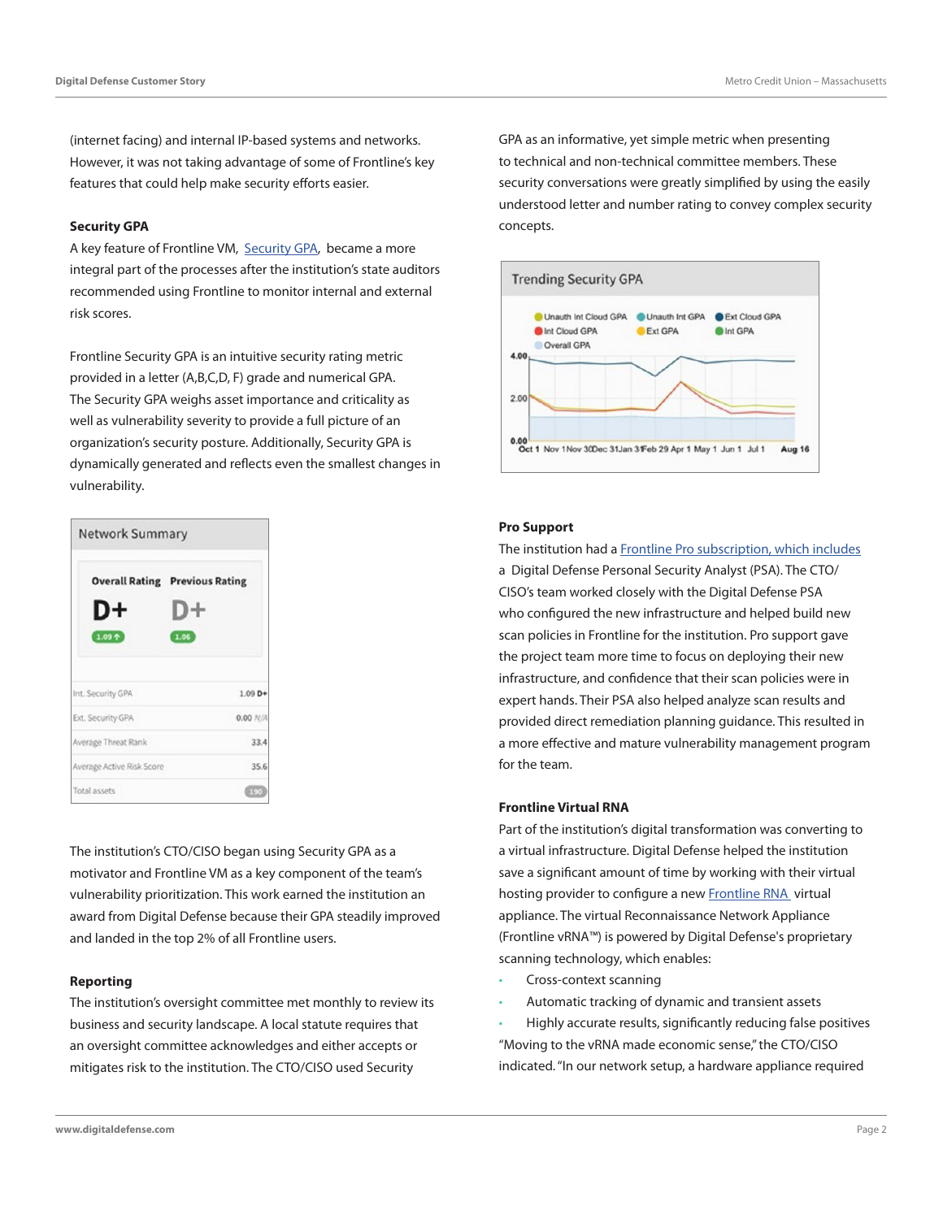(internet facing) and internal IP-based systems and networks. However, it was not taking advantage of some of Frontline's key features that could help make security efforts easier.

### Security GPA

A key feature of Frontline VM, Security GPA, became a more integral part of the processes after the institution's state auditors recommended using Frontline to monitor internal and external risk scores.

Frontline Security GPA is an intuitive security rating metric provided in a letter (A,B,C,D, F) grade and numerical GPA. The Security GPA weighs asset importance and criticality as well as vulnerability severity to provide a full picture of an organization's security posture. Additionally, Security GPA is dynamically generated and reflects even the smallest changes in vulnerability.

**Network Summary**

| Overall Rating | Previous Rating |
|---|---|
| D+ | D+ |
| 1.09 ↑ | 1.06 |

| | |
|---|---|
| Int. Security GPA | 1.09 D+ |
| Ext. Security GPA | 0.00 N/A |
| Average Threat Rank | 33.4 |
| Average Active Risk Score | 35.6 |
| Total assets | 190 |

The institution's CTO/CISO began using Security GPA as a motivator and Frontline VM as a key component of the team's vulnerability prioritization. This work earned the institution an award from Digital Defense because their GPA steadily improved and landed in the top 2% of all Frontline users.

### Reporting

The institution's oversight committee met monthly to review its business and security landscape. A local statute requires that an oversight committee acknowledges and either accepts or mitigates risk to the institution. The CTO/CISO used Security GPA as an informative, yet simple metric when presenting to technical and non-technical committee members. These security conversations were greatly simplified by using the easily understood letter and number rating to convey complex security concepts.

**Trending Security GPA**

Legend: Unauth Int Cloud GPA, Unauth Int GPA, Ext Cloud GPA, Int Cloud GPA, Ext GPA, Int GPA, Overall GPA

Y-axis: 0.00, 2.00, 4.00

X-axis: Oct 1, Nov 1, Nov 30, Dec 31, Jan 31, Feb 29, Apr 1, May 1, Jun 1, Jul 1, Aug 16

### Pro Support

The institution had a Frontline Pro subscription, which includes a Digital Defense Personal Security Analyst (PSA). The CTO/CISO's team worked closely with the Digital Defense PSA who configured the new infrastructure and helped build new scan policies in Frontline for the institution. Pro support gave the project team more time to focus on deploying their new infrastructure, and confidence that their scan policies were in expert hands. Their PSA also helped analyze scan results and provided direct remediation planning guidance. This resulted in a more effective and mature vulnerability management program for the team.

### Frontline Virtual RNA

Part of the institution's digital transformation was converting to a virtual infrastructure. Digital Defense helped the institution save a significant amount of time by working with their virtual hosting provider to configure a new Frontline RNA virtual appliance. The virtual Reconnaissance Network Appliance (Frontline vRNA™) is powered by Digital Defense's proprietary scanning technology, which enables:

- Cross-context scanning
- Automatic tracking of dynamic and transient assets
- Highly accurate results, significantly reducing false positives

"Moving to the vRNA made economic sense," the CTO/CISO indicated. "In our network setup, a hardware appliance required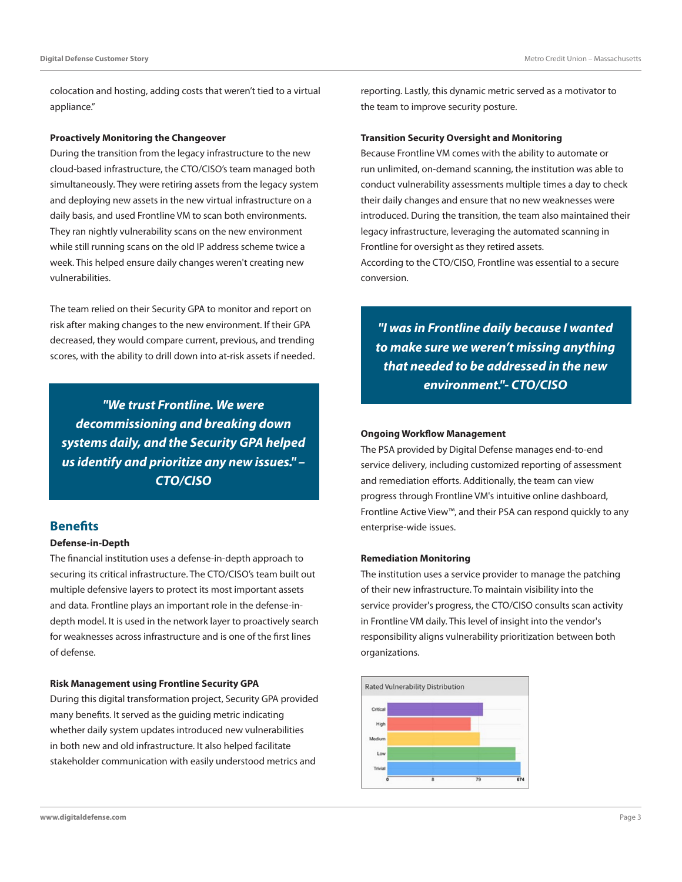colocation and hosting, adding costs that weren't tied to a virtual appliance."

**Proactively Monitoring the Changeover**

During the transition from the legacy infrastructure to the new cloud-based infrastructure, the CTO/CISO's team managed both simultaneously. They were retiring assets from the legacy system and deploying new assets in the new virtual infrastructure on a daily basis, and used Frontline VM to scan both environments. They ran nightly vulnerability scans on the new environment while still running scans on the old IP address scheme twice a week. This helped ensure daily changes weren't creating new vulnerabilities.

The team relied on their Security GPA to monitor and report on risk after making changes to the new environment. If their GPA decreased, they would compare current, previous, and trending scores, with the ability to drill down into at-risk assets if needed.

> ***"We trust Frontline. We were decommissioning and breaking down systems daily, and the Security GPA helped us identify and prioritize any new issues." – CTO/CISO***

## Benefits

**Defense-in-Depth**

The financial institution uses a defense-in-depth approach to securing its critical infrastructure. The CTO/CISO's team built out multiple defensive layers to protect its most important assets and data. Frontline plays an important role in the defense-in-depth model. It is used in the network layer to proactively search for weaknesses across infrastructure and is one of the first lines of defense.

**Risk Management using Frontline Security GPA**

During this digital transformation project, Security GPA provided many benefits. It served as the guiding metric indicating whether daily system updates introduced new vulnerabilities in both new and old infrastructure. It also helped facilitate stakeholder communication with easily understood metrics and reporting. Lastly, this dynamic metric served as a motivator to the team to improve security posture.

**Transition Security Oversight and Monitoring**

Because Frontline VM comes with the ability to automate or run unlimited, on-demand scanning, the institution was able to conduct vulnerability assessments multiple times a day to check their daily changes and ensure that no new weaknesses were introduced. During the transition, the team also maintained their legacy infrastructure, leveraging the automated scanning in Frontline for oversight as they retired assets.
According to the CTO/CISO, Frontline was essential to a secure conversion.

> ***"I was in Frontline daily because I wanted to make sure we weren't missing anything that needed to be addressed in the new environment."- CTO/CISO***

**Ongoing Workflow Management**

The PSA provided by Digital Defense manages end-to-end service delivery, including customized reporting of assessment and remediation efforts. Additionally, the team can view progress through Frontline VM's intuitive online dashboard, Frontline Active View™, and their PSA can respond quickly to any enterprise-wide issues.

**Remediation Monitoring**

The institution uses a service provider to manage the patching of their new infrastructure. To maintain visibility into the service provider's progress, the CTO/CISO consults scan activity in Frontline VM daily. This level of insight into the vendor's responsibility aligns vulnerability prioritization between both organizations.

Rated Vulnerability Distribution

Critical, High, Medium, Low, Trivial

0, 8, 79, 674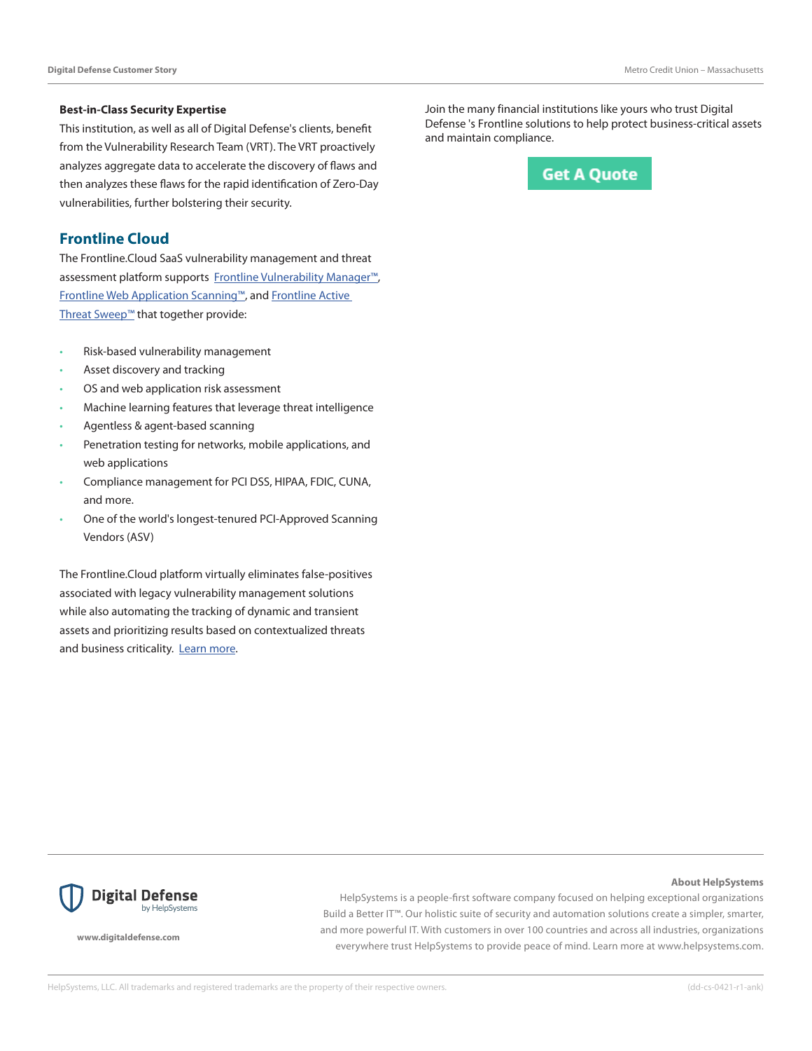**Best-in-Class Security Expertise**

This institution, as well as all of Digital Defense's clients, benefit from the Vulnerability Research Team (VRT). The VRT proactively analyzes aggregate data to accelerate the discovery of flaws and then analyzes these flaws for the rapid identification of Zero-Day vulnerabilities, further bolstering their security.

## Frontline Cloud

The Frontline.Cloud SaaS vulnerability management and threat assessment platform supports Frontline Vulnerability Manager™, Frontline Web Application Scanning™, and Frontline Active Threat Sweep™ that together provide:

- Risk-based vulnerability management
- Asset discovery and tracking
- OS and web application risk assessment
- Machine learning features that leverage threat intelligence
- Agentless & agent-based scanning
- Penetration testing for networks, mobile applications, and web applications
- Compliance management for PCI DSS, HIPAA, FDIC, CUNA, and more.
- One of the world's longest-tenured PCI-Approved Scanning Vendors (ASV)

The Frontline.Cloud platform virtually eliminates false-positives associated with legacy vulnerability management solutions while also automating the tracking of dynamic and transient assets and prioritizing results based on contextualized threats and business criticality. Learn more.

Join the many financial institutions like yours who trust Digital Defense 's Frontline solutions to help protect business-critical assets and maintain compliance.

**Get A Quote**

Digital Defense by HelpSystems

www.digitaldefense.com

**About HelpSystems**

HelpSystems is a people-first software company focused on helping exceptional organizations Build a Better IT™. Our holistic suite of security and automation solutions create a simpler, smarter, and more powerful IT. With customers in over 100 countries and across all industries, organizations everywhere trust HelpSystems to provide peace of mind. Learn more at www.helpsystems.com.

HelpSystems, LLC. All trademarks and registered trademarks are the property of their respective owners.

(dd-cs-0421-r1-ank)